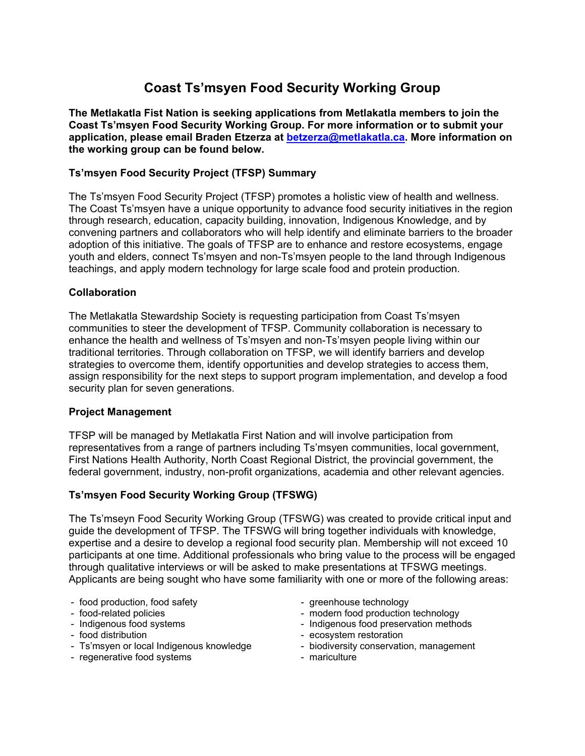# Coast Ts'msyen Food Security Working Group

**The Metlakatla Fist Nation is seeking applications from Metlakatla members to join the Coast Ts'msyen Food Security Working Group. For more information or to submit your application, please email Braden Etzerza at betzerza@metlakatla.ca. More information on the working group can be found below.**

### Ts'msyen Food Security Project (TFSP) Summary

The Ts'msyen Food Security Project (TFSP) promotes a holistic view of health and wellness. The Coast Ts'msyen have a unique opportunity to advance food security initiatives in the region through research, education, capacity building, innovation, Indigenous Knowledge, and by convening partners and collaborators who will help identify and eliminate barriers to the broader adoption of this initiative. The goals of TFSP are to enhance and restore ecosystems, engage youth and elders, connect Ts'msyen and non-Ts'msyen people to the land through Indigenous teachings, and apply modern technology for large scale food and protein production.

### Collaboration

The Metlakatla Stewardship Society is requesting participation from Coast Ts'msyen communities to steer the development of TFSP. Community collaboration is necessary to enhance the health and wellness of Ts'msyen and non-Ts'msyen people living within our traditional territories. Through collaboration on TFSP, we will identify barriers and develop strategies to overcome them, identify opportunities and develop strategies to access them, assign responsibility for the next steps to support program implementation, and develop a food security plan for seven generations.

### Project Management

TFSP will be managed by Metlakatla First Nation and will involve participation from representatives from a range of partners including Ts'msyen communities, local government, First Nations Health Authority, North Coast Regional District, the provincial government, the federal government, industry, non-profit organizations, academia and other relevant agencies.

### Ts'msyen Food Security Working Group (TFSWG)

The Ts'mseyn Food Security Working Group (TFSWG) was created to provide critical input and guide the development of TFSP. The TFSWG will bring together individuals with knowledge, expertise and a desire to develop a regional food security plan. Membership will not exceed 10 participants at one time. Additional professionals who bring value to the process will be engaged through qualitative interviews or will be asked to make presentations at TFSWG meetings. Applicants are being sought who have some familiarity with one or more of the following areas:

- food production, food safety
- food-related policies
- Indigenous food systems
- food distribution
- Ts'msyen or local Indigenous knowledge
- regenerative food systems
- greenhouse technology
- modern food production technology
- Indigenous food preservation methods
- ecosystem restoration
- biodiversity conservation, management
- mariculture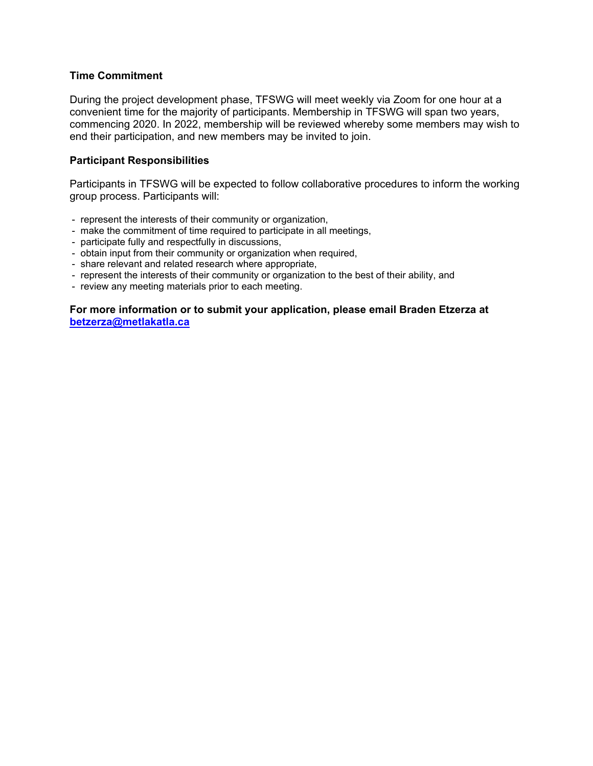**Time Commitment**

During the project development phase, TFSWG will meet weekly via Zoom for one hour at a convenient time for the majority of participants. Membership in TFSWG will span two years, commencing 2020. In 2022, membership will be reviewed whereby some members may wish to end their participation, and new members may be invited to join.

**Participant Responsibilities**

Participants in TFSWG will be expected to follow collaborative procedures to inform the working group process. Participants will:

- represent the interests of their community or organization,
- make the commitment of time required to participate in all meetings,
- participate fully and respectfully in discussions,
- obtain input from their community or organization when required,
- share relevant and related research where appropriate,
- represent the interests of their community or organization to the best of their ability, and
- review any meeting materials prior to each meeting.

**For more information or to submit your application, please email Braden Etzerza at [betzerza@metlakatla.ca](mailto:betzerza@metlakatla.ca)**